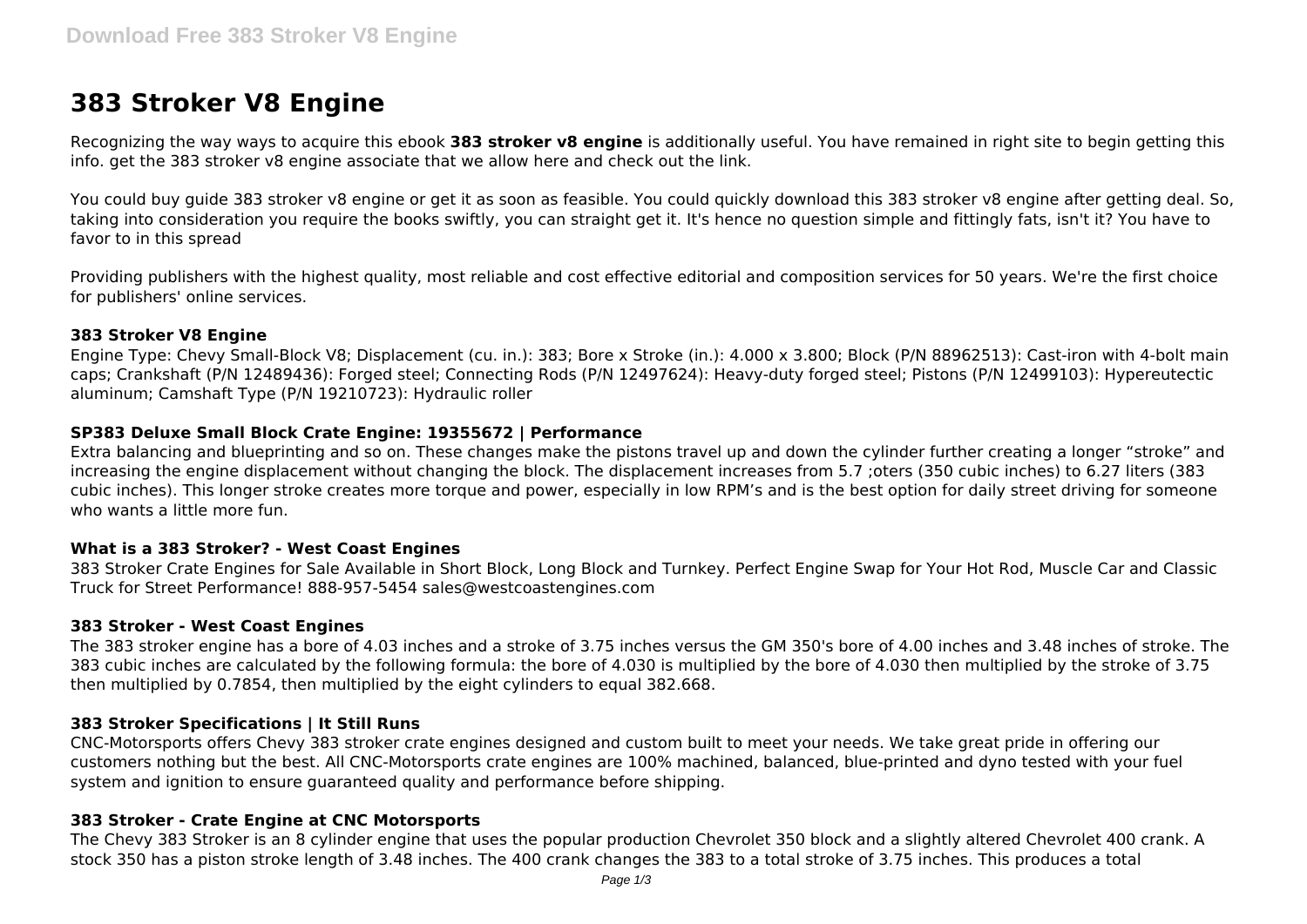# 383 Stroker V8 Engine

Recognizing the way ways to acquire this ebook **383 stroker v8 engine** is additionally useful. You have remained in right site to begin getting this info. get the 383 stroker v8 engine associate that we allow here and check out the link.

You could buy guide 383 stroker v8 engine or get it as soon as feasible. You could quickly download this 383 stroker v8 engine after getting deal. So, taking into consideration you require the books swiftly, you can straight get it. It's hence no question simple and fittingly fats, isn't it? You have to favor to in this spread

Providing publishers with the highest quality, most reliable and cost effective editorial and composition services for 50 years. We're the first choice for publishers' online services.

### 383 Stroker V8 Engine

Engine Type: Chevy Small-Block V8; Displacement (cu. in.): 383; Bore x Stroke (in.): 4.000 x 3.800; Block (P/N 88962513): Cast-iron with 4-bolt main caps; Crankshaft (P/N 12489436): Forged steel; Connecting Rods (P/N 12497624): Heavy-duty forged steel; Pistons (P/N 12499103): Hypereutectic aluminum; Camshaft Type (P/N 19210723): Hydraulic roller

### SP383 Deluxe Small Block Crate Engine: 19355672 | Performance

Extra balancing and blueprinting and so on. These changes make the pistons travel up and down the cylinder further creating a longer "stroke" and increasing the engine displacement without changing the block. The displacement increases from 5.7 ;oters (350 cubic inches) to 6.27 liters (383 cubic inches). This longer stroke creates more torque and power, especially in low RPM's and is the best option for daily street driving for someone who wants a little more fun.

### What is a 383 Stroker? - West Coast Engines

383 Stroker Crate Engines for Sale Available in Short Block, Long Block and Turnkey. Perfect Engine Swap for Your Hot Rod, Muscle Car and Classic Truck for Street Performance! 888-957-5454 sales@westcoastengines.com

### 383 Stroker - West Coast Engines

The 383 stroker engine has a bore of 4.03 inches and a stroke of 3.75 inches versus the GM 350's bore of 4.00 inches and 3.48 inches of stroke. The 383 cubic inches are calculated by the following formula: the bore of 4.030 is multiplied by the bore of 4.030 then multiplied by the stroke of 3.75 then multiplied by 0.7854, then multiplied by the eight cylinders to equal 382.668.

### 383 Stroker Specifications | It Still Runs

CNC-Motorsports offers Chevy 383 stroker crate engines designed and custom built to meet your needs. We take great pride in offering our customers nothing but the best. All CNC-Motorsports crate engines are 100% machined, balanced, blue-printed and dyno tested with your fuel system and ignition to ensure guaranteed quality and performance before shipping.

### 383 Stroker - Crate Engine at CNC Motorsports

The Chevy 383 Stroker is an 8 cylinder engine that uses the popular production Chevrolet 350 block and a slightly altered Chevrolet 400 crank. A stock 350 has a piston stroke length of 3.48 inches. The 400 crank changes the 383 to a total stroke of 3.75 inches. This produces a total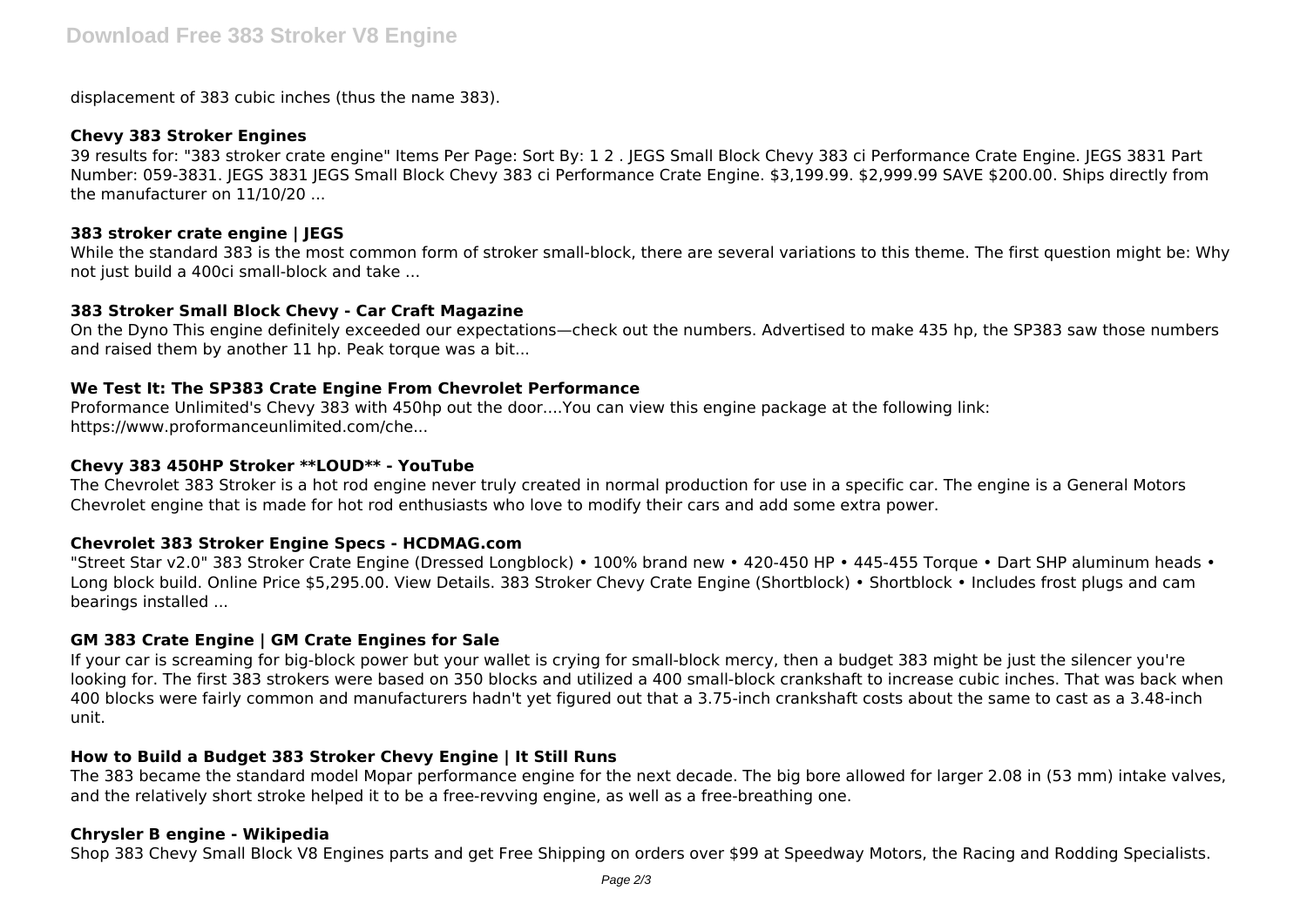displacement of 383 cubic inches (thus the name 383).

### Chevy 383 Stroker Engines

39 results for: "383 stroker crate engine" Items Per Page: Sort By: 1 2 . JEGS Small Block Chevy 383 ci Performance Crate Engine. JEGS 3831 Part Number: 059-3831. JEGS 3831 JEGS Small Block Chevy 383 ci Performance Crate Engine. $3,199.99. $2,999.99 SAVE $200.00. Ships directly from the manufacturer on 11/10/20 ...

### 383 stroker crate engine | JEGS

While the standard 383 is the most common form of stroker small-block, there are several variations to this theme. The first question might be: Why not just build a 400ci small-block and take ...

### 383 Stroker Small Block Chevy - Car Craft Magazine

On the Dyno This engine definitely exceeded our expectations—check out the numbers. Advertised to make 435 hp, the SP383 saw those numbers and raised them by another 11 hp. Peak torque was a bit...

### We Test It: The SP383 Crate Engine From Chevrolet Performance

Proformance Unlimited's Chevy 383 with 450hp out the door....You can view this engine package at the following link: https://www.proformanceunlimited.com/che...

### Chevy 383 450HP Stroker **LOUD** - YouTube

The Chevrolet 383 Stroker is a hot rod engine never truly created in normal production for use in a specific car. The engine is a General Motors Chevrolet engine that is made for hot rod enthusiasts who love to modify their cars and add some extra power.

### Chevrolet 383 Stroker Engine Specs - HCDMAG.com

"Street Star v2.0" 383 Stroker Crate Engine (Dressed Longblock) • 100% brand new • 420-450 HP • 445-455 Torque • Dart SHP aluminum heads • Long block build. Online Price $5,295.00. View Details. 383 Stroker Chevy Crate Engine (Shortblock) • Shortblock • Includes frost plugs and cam bearings installed ...

### GM 383 Crate Engine | GM Crate Engines for Sale

If your car is screaming for big-block power but your wallet is crying for small-block mercy, then a budget 383 might be just the silencer you're looking for. The first 383 strokers were based on 350 blocks and utilized a 400 small-block crankshaft to increase cubic inches. That was back when 400 blocks were fairly common and manufacturers hadn't yet figured out that a 3.75-inch crankshaft costs about the same to cast as a 3.48-inch unit.

### How to Build a Budget 383 Stroker Chevy Engine | It Still Runs

The 383 became the standard model Mopar performance engine for the next decade. The big bore allowed for larger 2.08 in (53 mm) intake valves, and the relatively short stroke helped it to be a free-revving engine, as well as a free-breathing one.

### Chrysler B engine - Wikipedia

Shop 383 Chevy Small Block V8 Engines parts and get Free Shipping on orders over $99 at Speedway Motors, the Racing and Rodding Specialists.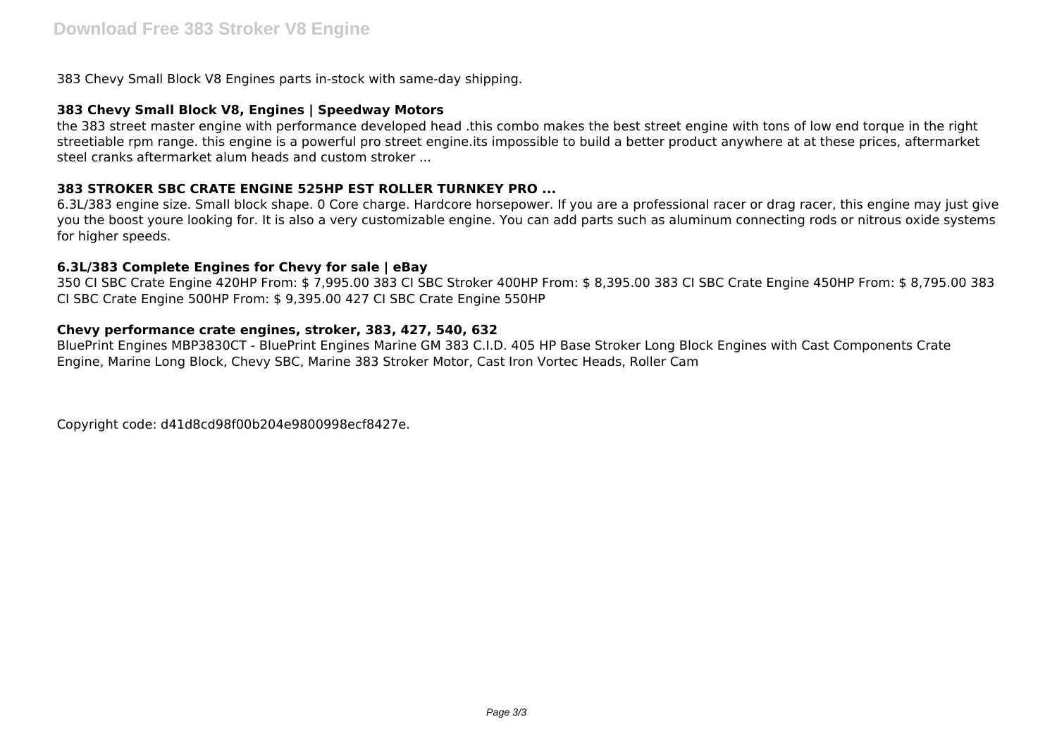383 Chevy Small Block V8 Engines parts in-stock with same-day shipping.

### 383 Chevy Small Block V8, Engines | Speedway Motors

the 383 street master engine with performance developed head .this combo makes the best street engine with tons of low end torque in the right streetiable rpm range. this engine is a powerful pro street engine.its impossible to build a better product anywhere at at these prices, aftermarket steel cranks aftermarket alum heads and custom stroker ...

### 383 STROKER SBC CRATE ENGINE 525HP EST ROLLER TURNKEY PRO ...

6.3L/383 engine size. Small block shape. 0 Core charge. Hardcore horsepower. If you are a professional racer or drag racer, this engine may just give you the boost youre looking for. It is also a very customizable engine. You can add parts such as aluminum connecting rods or nitrous oxide systems for higher speeds.

### 6.3L/383 Complete Engines for Chevy for sale | eBay

350 CI SBC Crate Engine 420HP From: $ 7,995.00 383 CI SBC Stroker 400HP From: $ 8,395.00 383 CI SBC Crate Engine 450HP From: $ 8,795.00 383 CI SBC Crate Engine 500HP From: $ 9,395.00 427 CI SBC Crate Engine 550HP

### Chevy performance crate engines, stroker, 383, 427, 540, 632

BluePrint Engines MBP3830CT - BluePrint Engines Marine GM 383 C.I.D. 405 HP Base Stroker Long Block Engines with Cast Components Crate Engine, Marine Long Block, Chevy SBC, Marine 383 Stroker Motor, Cast Iron Vortec Heads, Roller Cam

Copyright code: d41d8cd98f00b204e9800998ecf8427e.